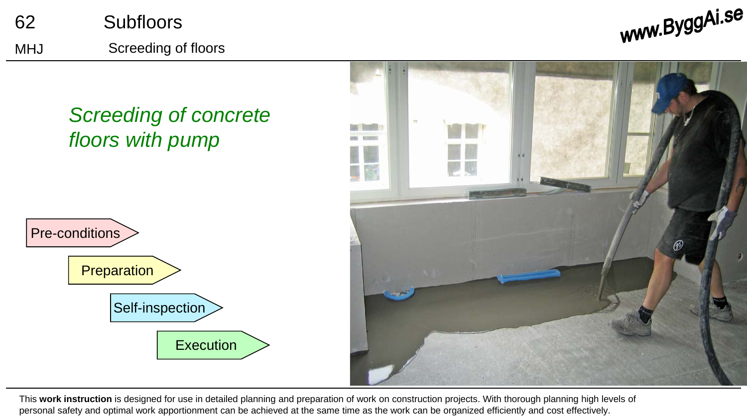# Subfloors

## Screeding of floors

*Screeding of concrete floors with pump*

- Pre-conditions
- Preparation
- Self-inspection
- Execution

This **work instruction** is designed for use in detailed planning and preparation of work on construction projects. With thorough planning high levels of personal safety and optimal work apportionment can be achieved at the same time as the work can be organized efficiently and cost effectively.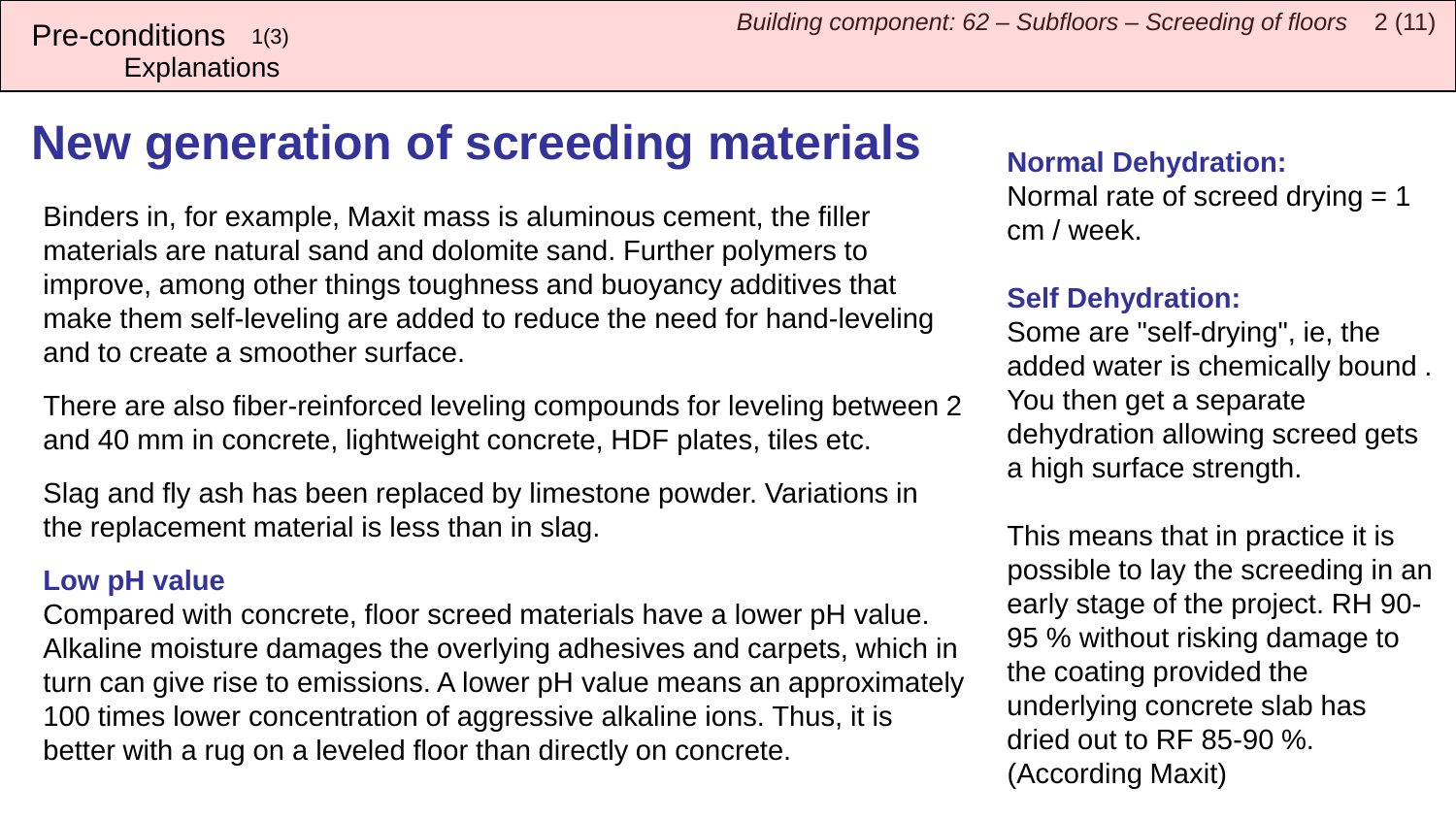# New generation of screeding materials

Binders in, for example, Maxit mass is aluminous cement, the filler materials are natural sand and dolomite sand. Further polymers to improve, among other things toughness and buoyancy additives that make them self-leveling are added to reduce the need for hand-leveling and to create a smoother surface.

There are also fiber-reinforced leveling compounds for leveling between 2 and 40 mm in concrete, lightweight concrete, HDF plates, tiles etc.

Slag and fly ash has been replaced by limestone powder. Variations in the replacement material is less than in slag.

### Low pH value

Compared with concrete, floor screed materials have a lower pH value. Alkaline moisture damages the overlying adhesives and carpets, which in turn can give rise to emissions. A lower pH value means an approximately 100 times lower concentration of aggressive alkaline ions. Thus, it is better with a rug on a leveled floor than directly on concrete.

### Normal Dehydration:

Normal rate of screed drying = 1 cm / week.

### Self Dehydration:

Some are "self-drying", ie, the added water is chemically bound . You then get a separate dehydration allowing screed gets a high surface strength.

This means that in practice it is possible to lay the screeding in an early stage of the project. RH 90-95 % without risking damage to the coating provided the underlying concrete slab has dried out to RF 85-90 %. (According Maxit)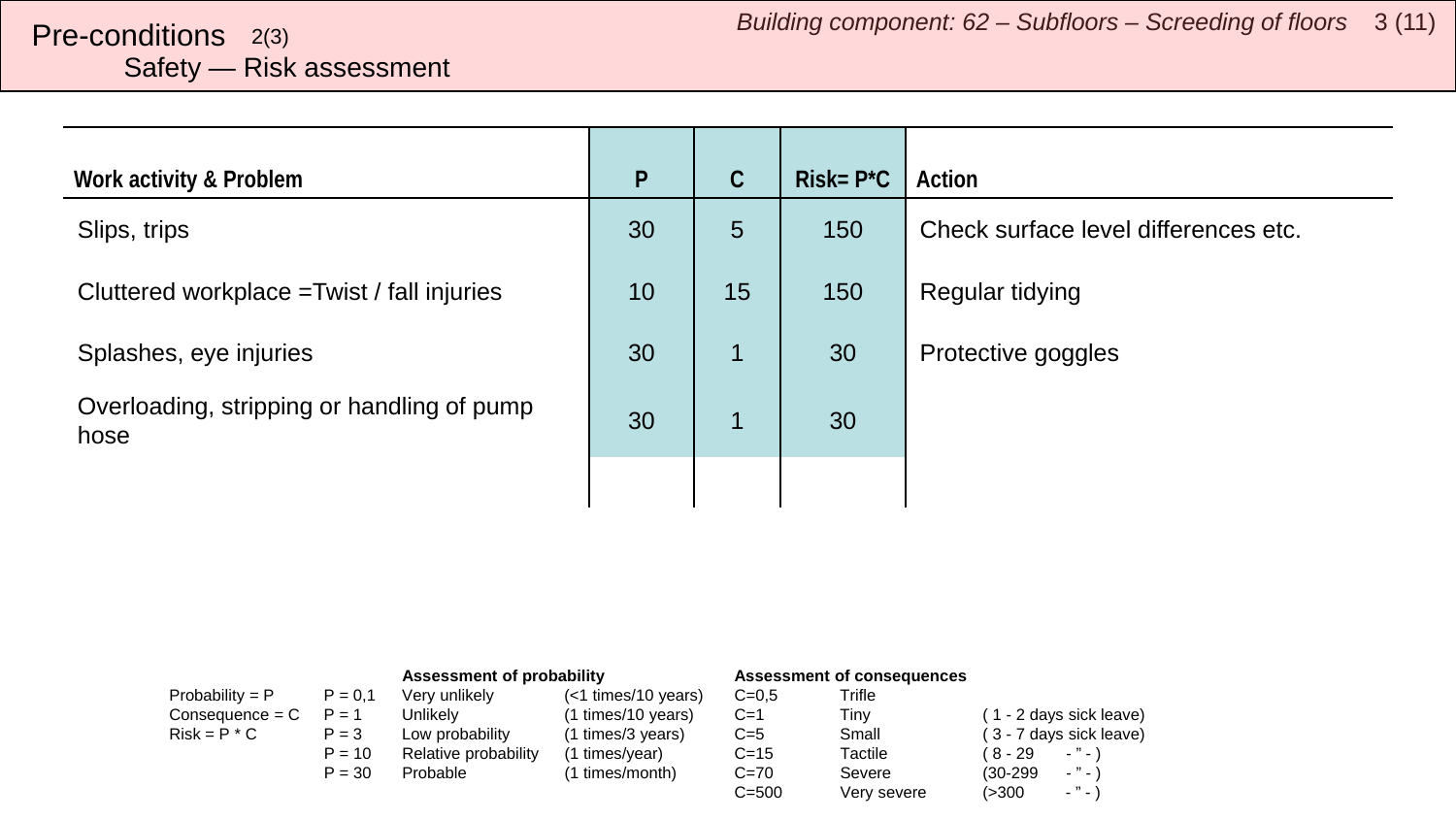# Pre-conditions 2(3)

## Safety — Risk assessment

| Work activity & Problem | P | C | Risk= P*C | Action |
|---|---|---|---|---|
| Slips, trips | 30 | 5 | 150 | Check surface level differences etc. |
| Cluttered workplace =Twist / fall injuries | 10 | 15 | 150 | Regular tidying |
| Splashes, eye injuries | 30 | 1 | 30 | Protective goggles |
| Overloading, stripping or handling of pump hose | 30 | 1 | 30 | |
| | | | | |

| | | Assessment of probability | | Assessment of consequences | | |
|---|---|---|---|---|---|---|
| Probability = P | P = 0,1 | Very unlikely | (<1 times/10 years) | C=0,5 | Trifle | |
| Consequence = C | P = 1 | Unlikely | (1 times/10 years) | C=1 | Tiny | ( 1 - 2 days sick leave) |
| Risk = P * C | P = 3 | Low probability | (1 times/3 years) | C=5 | Small | ( 3 - 7 days sick leave) |
| | P = 10 | Relative probability | (1 times/year) | C=15 | Tactile | ( 8 - 29 - " - ) |
| | P = 30 | Probable | (1 times/month) | C=70 | Severe | (30-299 - " - ) |
| | | | | C=500 | Very severe | (>300 - " - ) |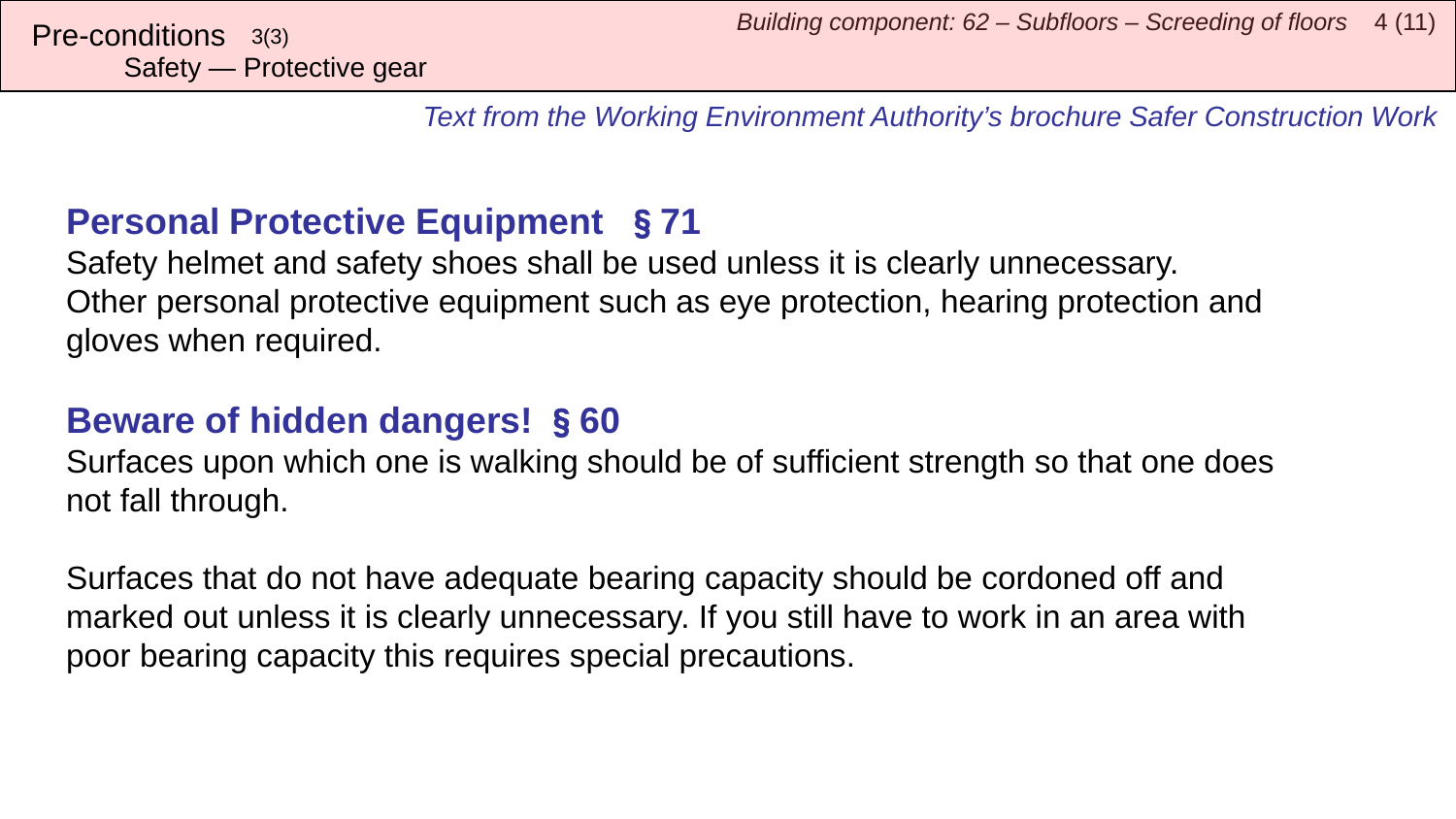Pre-conditions 3(3)
Safety — Protective gear

*Text from the Working Environment Authority's brochure Safer Construction Work*

## Personal Protective Equipment § 71

Safety helmet and safety shoes shall be used unless it is clearly unnecessary. Other personal protective equipment such as eye protection, hearing protection and gloves when required.

## Beware of hidden dangers! § 60

Surfaces upon which one is walking should be of sufficient strength so that one does not fall through.

Surfaces that do not have adequate bearing capacity should be cordoned off and marked out unless it is clearly unnecessary. If you still have to work in an area with poor bearing capacity this requires special precautions.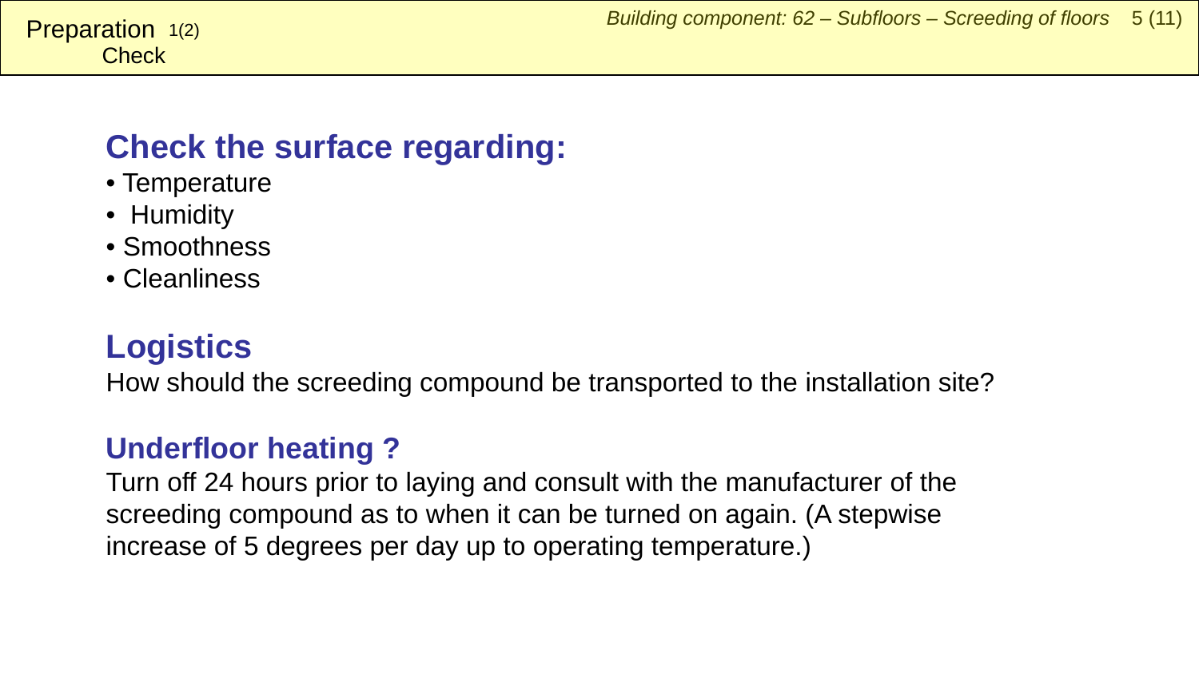Preparation 1(2)
Check

## Check the surface regarding:

- Temperature
- Humidity
- Smoothness
- Cleanliness

## Logistics

How should the screeding compound be transported to the installation site?

### Underfloor heating ?

Turn off 24 hours prior to laying and consult with the manufacturer of the screeding compound as to when it can be turned on again. (A stepwise increase of 5 degrees per day up to operating temperature.)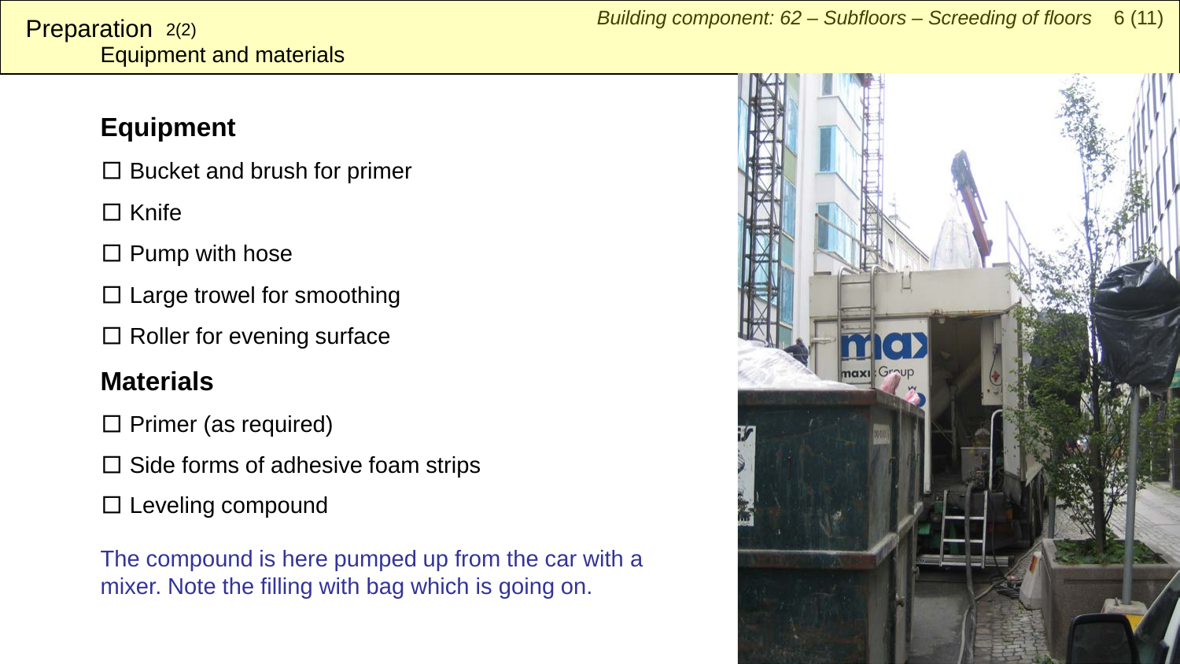# Preparation 2(2)
## Equipment and materials

### Equipment

- ☐ Bucket and brush for primer
- ☐ Knife
- ☐ Pump with hose
- ☐ Large trowel for smoothing
- ☐ Roller for evening surface

### Materials

- ☐ Primer (as required)
- ☐ Side forms of adhesive foam strips
- ☐ Leveling compound

The compound is here pumped up from the car with a mixer. Note the filling with bag which is going on.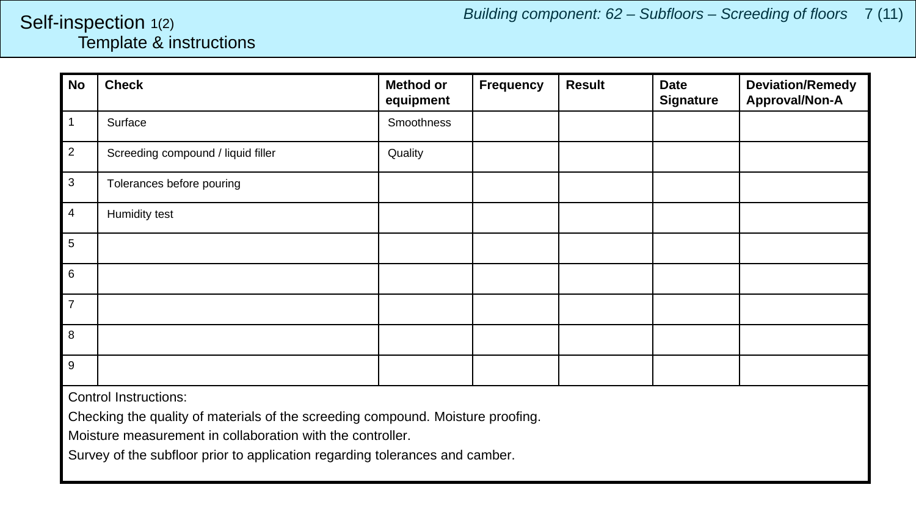# Self-inspection 1(2)
## Template & instructions

*Building component: 62 – Subfloors – Screeding of floors*

| No | Check | Method or equipment | Frequency | Result | Date Signature | Deviation/Remedy Approval/Non-A |
|---|---|---|---|---|---|---|
| 1 | Surface | Smoothness | | | | |
| 2 | Screeding compound / liquid filler | Quality | | | | |
| 3 | Tolerances before pouring | | | | | |
| 4 | Humidity test | | | | | |
| 5 | | | | | | |
| 6 | | | | | | |
| 7 | | | | | | |
| 8 | | | | | | |
| 9 | | | | | | |

Control Instructions:

Checking the quality of materials of the screeding compound. Moisture proofing.

Moisture measurement in collaboration with the controller.

Survey of the subfloor prior to application regarding tolerances and camber.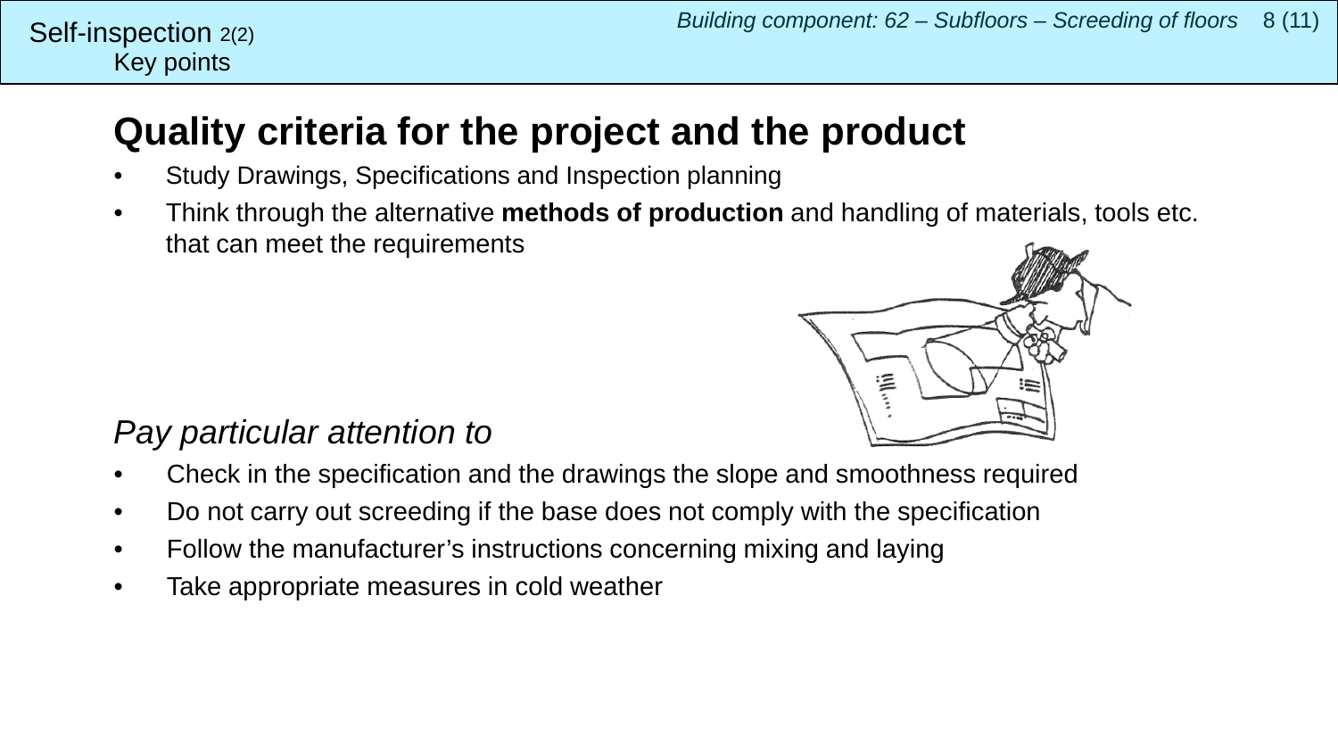Self-inspection 2(2)
Key points

# Quality criteria for the project and the product

- Study Drawings, Specifications and Inspection planning
- Think through the alternative **methods of production** and handling of materials, tools etc. that can meet the requirements

*Pay particular attention to*

- Check in the specification and the drawings the slope and smoothness required
- Do not carry out screeding if the base does not comply with the specification
- Follow the manufacturer's instructions concerning mixing and laying
- Take appropriate measures in cold weather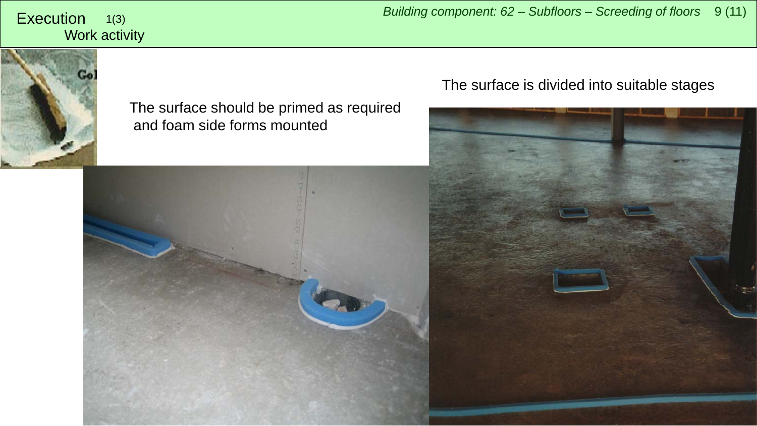# Execution 1(3)

## Work activity

The surface should be primed as required and foam side forms mounted

The surface is divided into suitable stages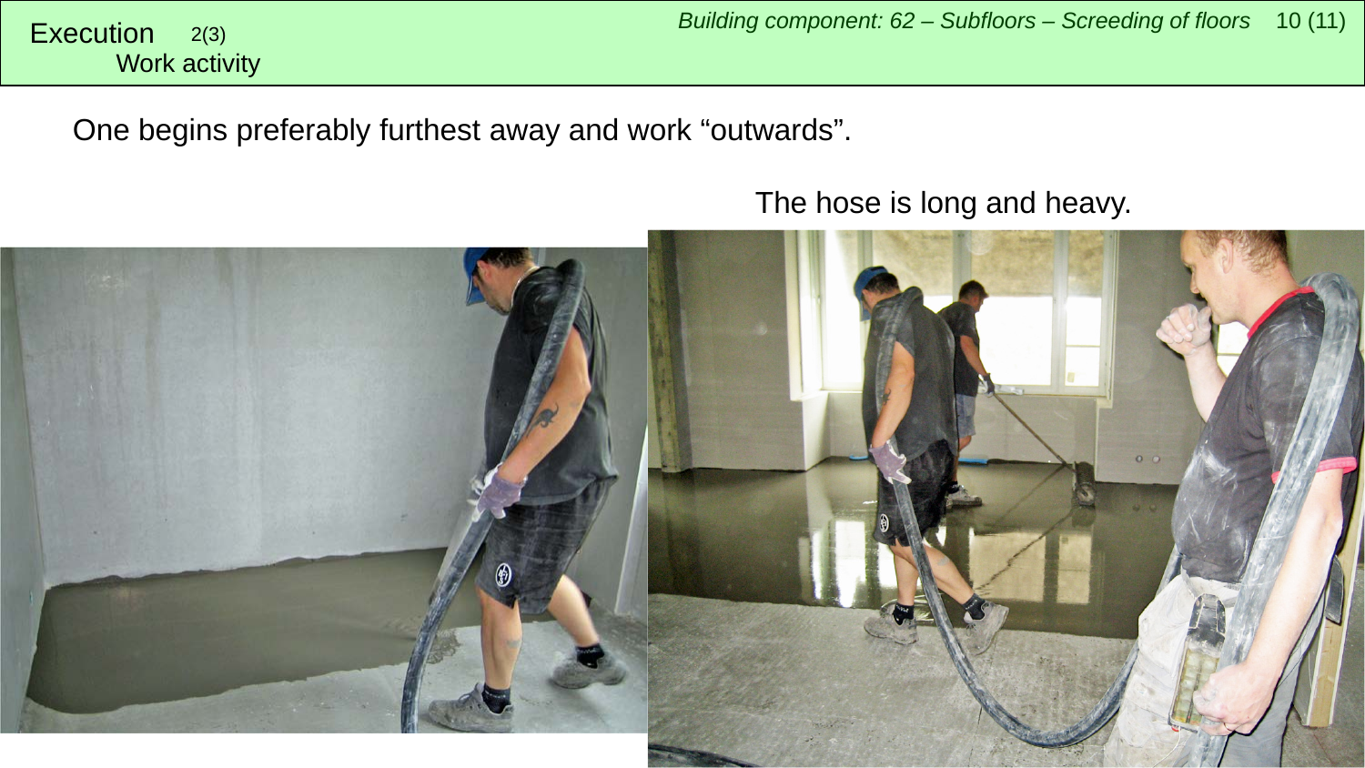# Execution 2(3)

## Work activity

One begins preferably furthest away and work “outwards”.

The hose is long and heavy.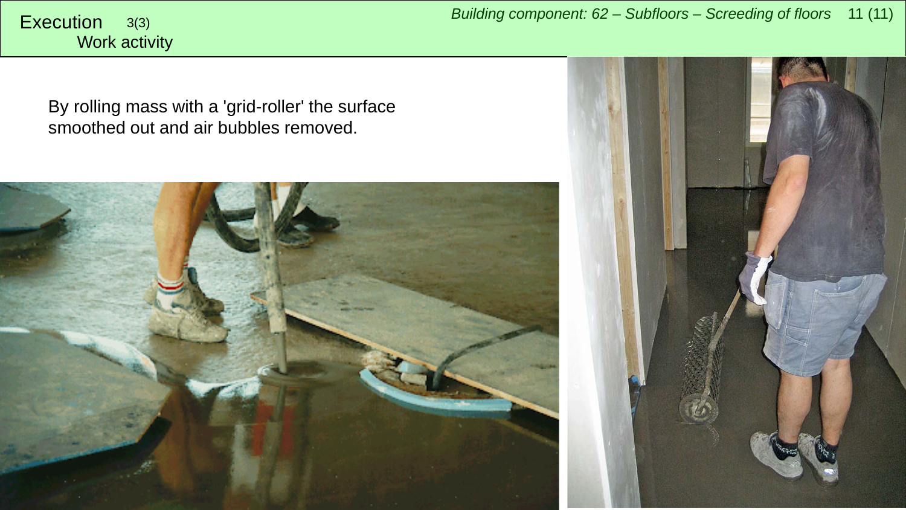# Execution 3(3)

## Work activity

By rolling mass with a 'grid-roller' the surface smoothed out and air bubbles removed.